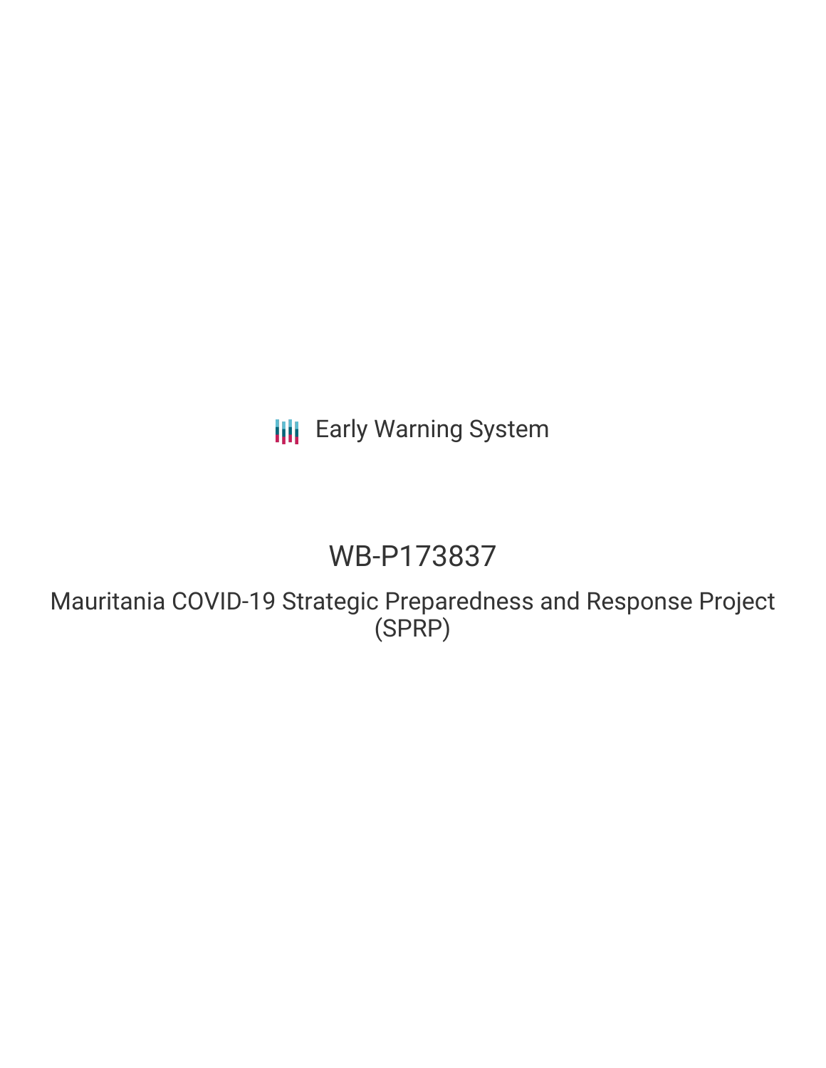Early Warning System

# WB-P173837

## Mauritania COVID-19 Strategic Preparedness and Response Project (SPRP)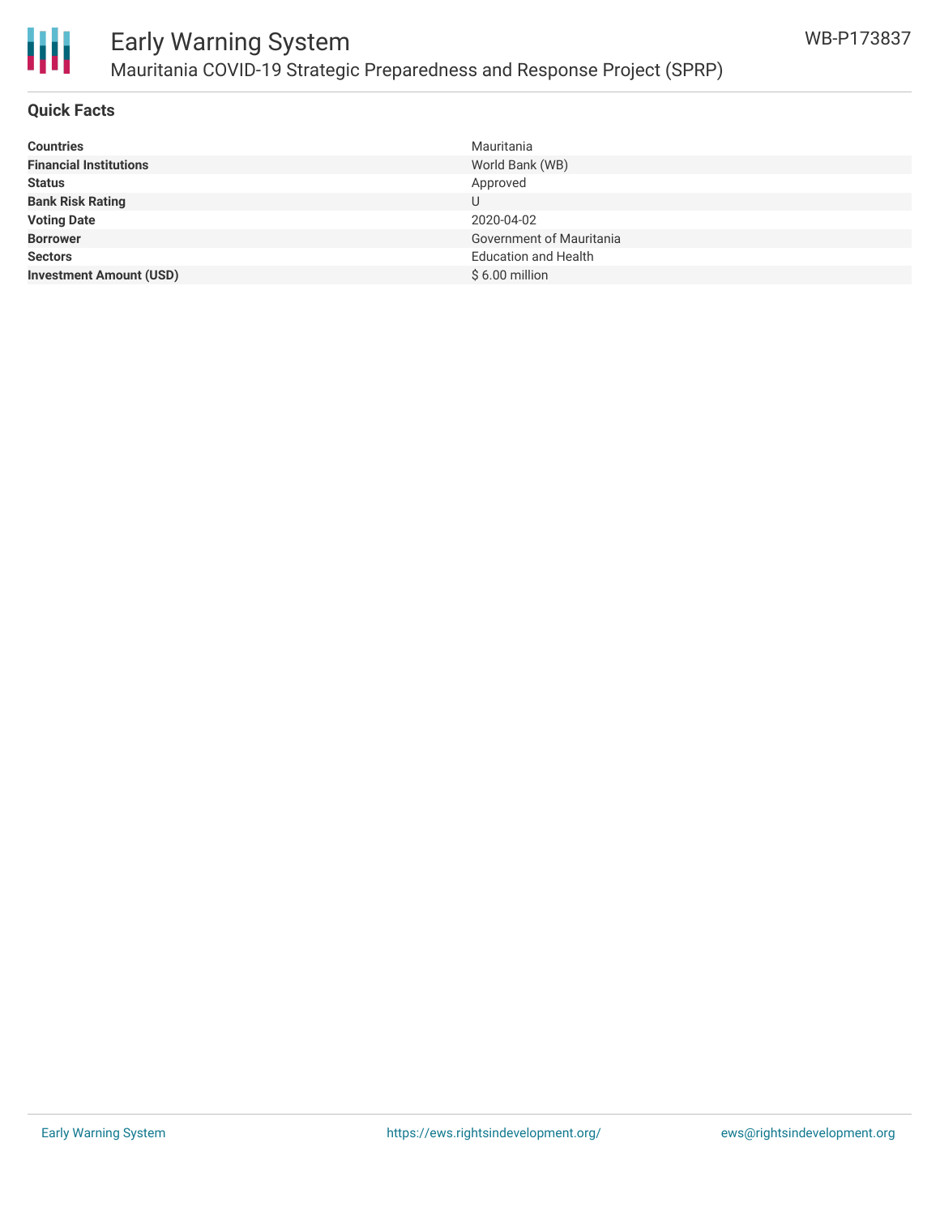## Quick Facts

| | |
|---|---|
| **Countries** | Mauritania |
| **Financial Institutions** | World Bank (WB) |
| **Status** | Approved |
| **Bank Risk Rating** | U |
| **Voting Date** | 2020-04-02 |
| **Borrower** | Government of Mauritania |
| **Sectors** | Education and Health |
| **Investment Amount (USD)** | $ 6.00 million |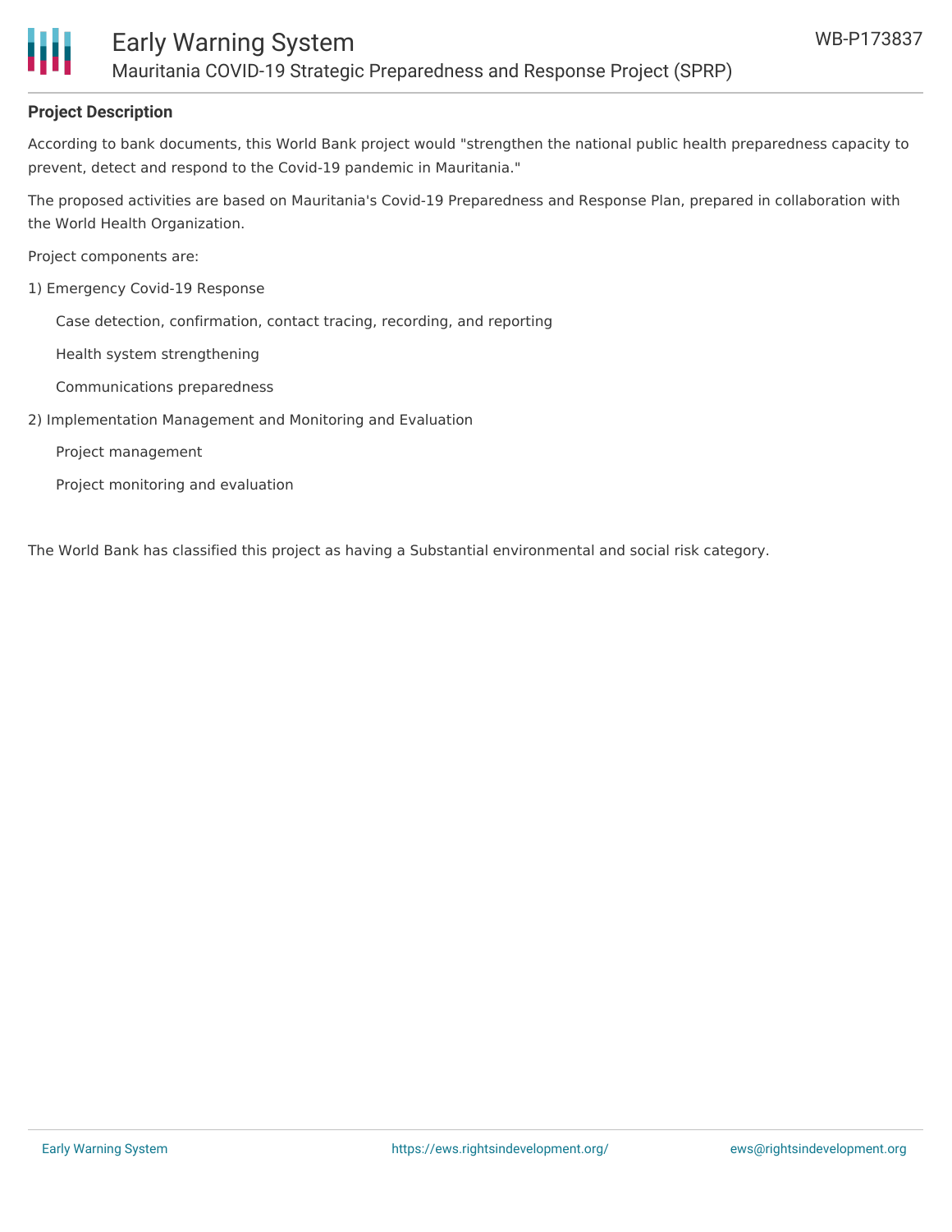## Project Description

According to bank documents, this World Bank project would "strengthen the national public health preparedness capacity to prevent, detect and respond to the Covid-19 pandemic in Mauritania."

The proposed activities are based on Mauritania's Covid-19 Preparedness and Response Plan, prepared in collaboration with the World Health Organization.

Project components are:

1) Emergency Covid-19 Response
   - Case detection, confirmation, contact tracing, recording, and reporting
   - Health system strengthening
   - Communications preparedness

2) Implementation Management and Monitoring and Evaluation
   - Project management
   - Project monitoring and evaluation

The World Bank has classified this project as having a Substantial environmental and social risk category.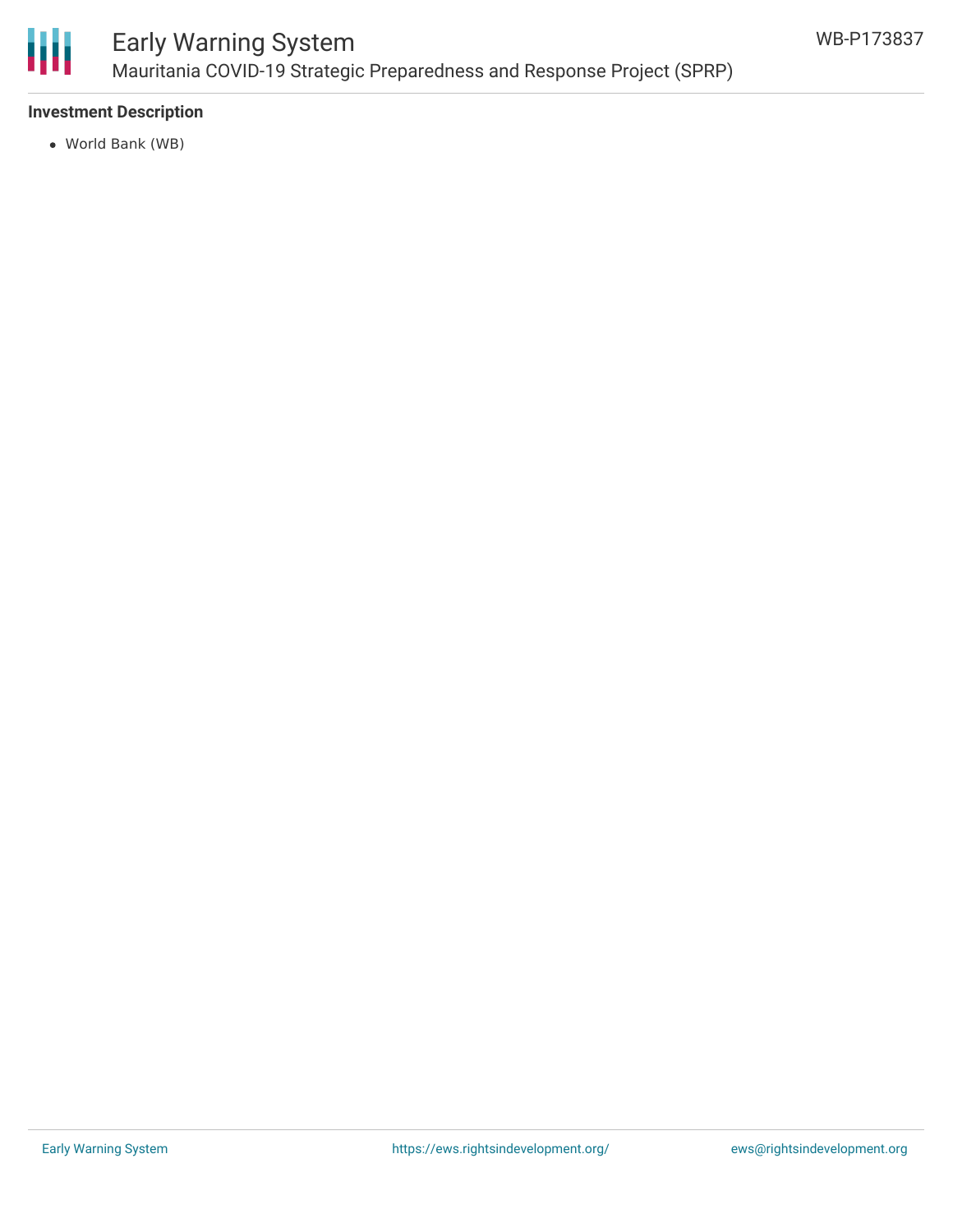### Investment Description

- World Bank (WB)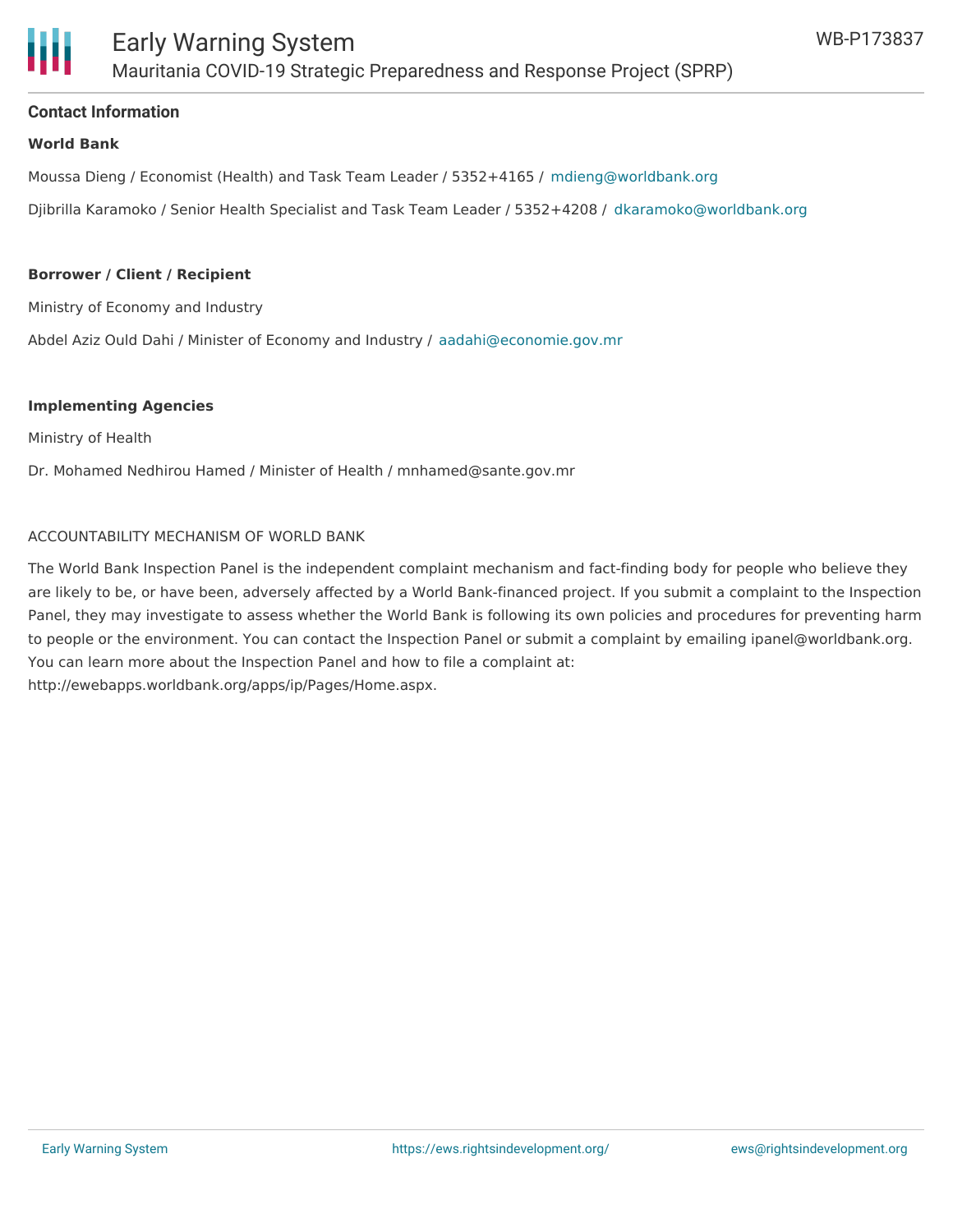## Contact Information

**World Bank**

Moussa Dieng / Economist (Health) and Task Team Leader / 5352+4165 / mdieng@worldbank.org

Djibrilla Karamoko / Senior Health Specialist and Task Team Leader / 5352+4208 / dkaramoko@worldbank.org

**Borrower / Client / Recipient**

Ministry of Economy and Industry

Abdel Aziz Ould Dahi / Minister of Economy and Industry / aadahi@economie.gov.mr

**Implementing Agencies**

Ministry of Health

Dr. Mohamed Nedhirou Hamed / Minister of Health / mnhamed@sante.gov.mr

ACCOUNTABILITY MECHANISM OF WORLD BANK

The World Bank Inspection Panel is the independent complaint mechanism and fact-finding body for people who believe they are likely to be, or have been, adversely affected by a World Bank-financed project. If you submit a complaint to the Inspection Panel, they may investigate to assess whether the World Bank is following its own policies and procedures for preventing harm to people or the environment. You can contact the Inspection Panel or submit a complaint by emailing ipanel@worldbank.org. You can learn more about the Inspection Panel and how to file a complaint at: http://ewebapps.worldbank.org/apps/ip/Pages/Home.aspx.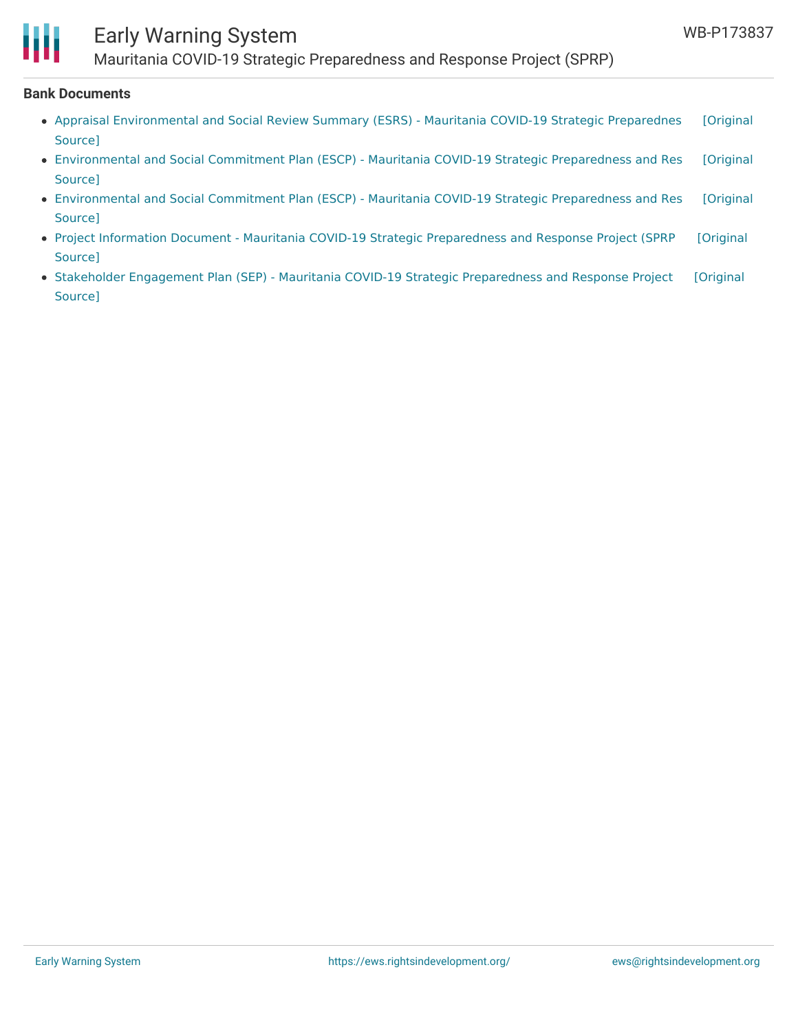**Bank Documents**

- Appraisal Environmental and Social Review Summary (ESRS) - Mauritania COVID-19 Strategic Preparednes [Original Source]
- Environmental and Social Commitment Plan (ESCP) - Mauritania COVID-19 Strategic Preparedness and Res [Original Source]
- Environmental and Social Commitment Plan (ESCP) - Mauritania COVID-19 Strategic Preparedness and Res [Original Source]
- Project Information Document - Mauritania COVID-19 Strategic Preparedness and Response Project (SPRP [Original Source]
- Stakeholder Engagement Plan (SEP) - Mauritania COVID-19 Strategic Preparedness and Response Project [Original Source]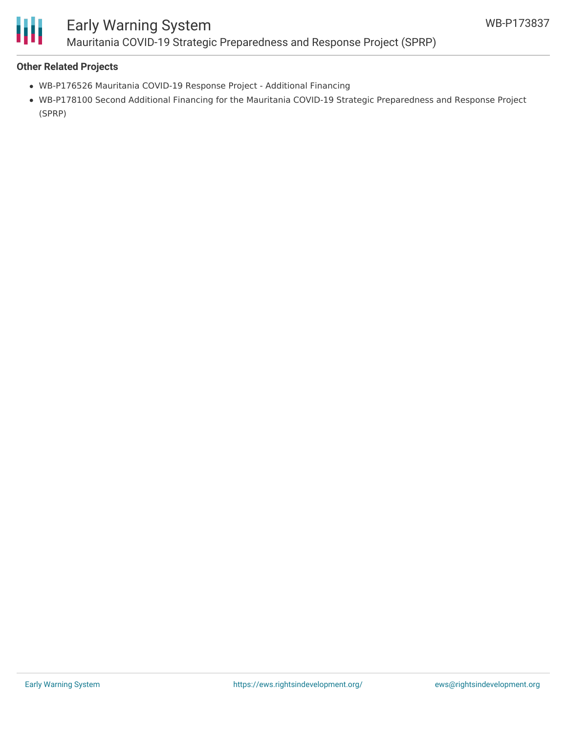**Other Related Projects**

- WB-P176526 Mauritania COVID-19 Response Project - Additional Financing
- WB-P178100 Second Additional Financing for the Mauritania COVID-19 Strategic Preparedness and Response Project (SPRP)